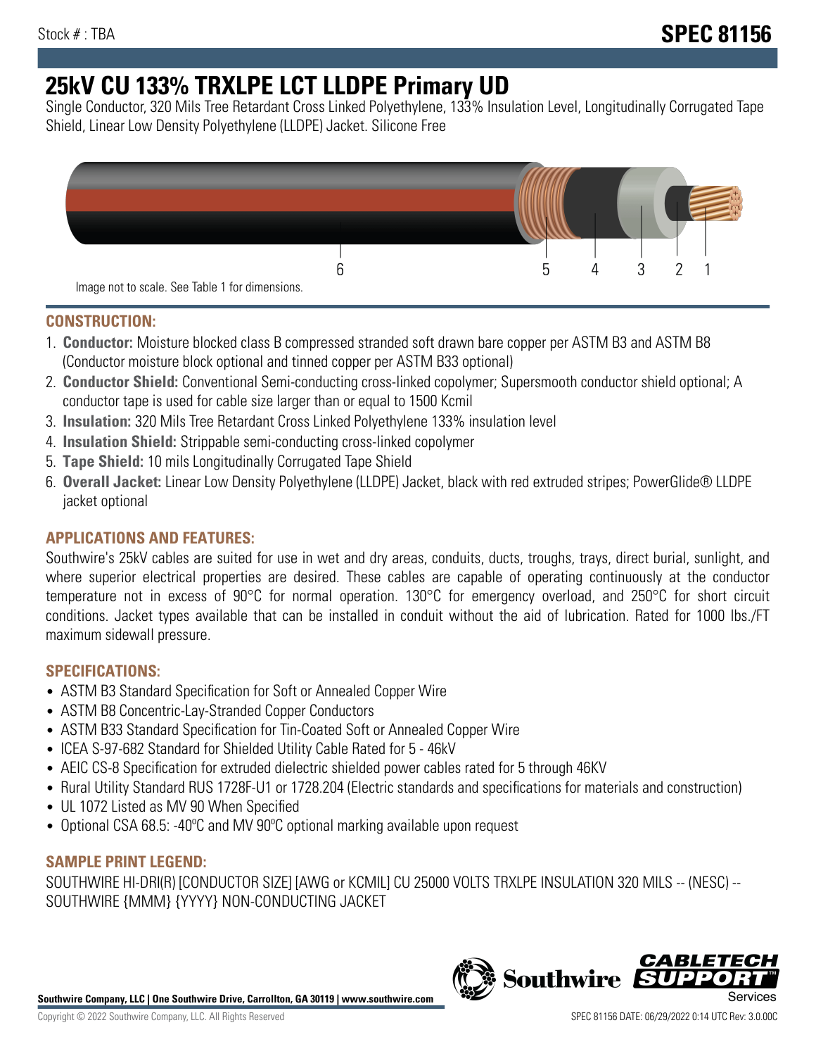Stock # : TBA

# SPEC 81156

# 25kV CU 133% TRXLPE LCT LLDPE Primary UD

Single Conductor, 320 Mils Tree Retardant Cross Linked Polyethylene, 133% Insulation Level, Longitudinally Corrugated Tape Shield, Linear Low Density Polyethylene (LLDPE) Jacket. Silicone Free

6 5 4 3 2 1

Image not to scale. See Table 1 for dimensions.

## CONSTRUCTION:

1. **Conductor:** Moisture blocked class B compressed stranded soft drawn bare copper per ASTM B3 and ASTM B8 (Conductor moisture block optional and tinned copper per ASTM B33 optional)
2. **Conductor Shield:** Conventional Semi-conducting cross-linked copolymer; Supersmooth conductor shield optional; A conductor tape is used for cable size larger than or equal to 1500 Kcmil
3. **Insulation:** 320 Mils Tree Retardant Cross Linked Polyethylene 133% insulation level
4. **Insulation Shield:** Strippable semi-conducting cross-linked copolymer
5. **Tape Shield:** 10 mils Longitudinally Corrugated Tape Shield
6. **Overall Jacket:** Linear Low Density Polyethylene (LLDPE) Jacket, black with red extruded stripes; PowerGlide® LLDPE jacket optional

## APPLICATIONS AND FEATURES:

Southwire's 25kV cables are suited for use in wet and dry areas, conduits, ducts, troughs, trays, direct burial, sunlight, and where superior electrical properties are desired. These cables are capable of operating continuously at the conductor temperature not in excess of 90°C for normal operation. 130°C for emergency overload, and 250°C for short circuit conditions. Jacket types available that can be installed in conduit without the aid of lubrication. Rated for 1000 lbs./FT maximum sidewall pressure.

## SPECIFICATIONS:

- ASTM B3 Standard Specification for Soft or Annealed Copper Wire
- ASTM B8 Concentric-Lay-Stranded Copper Conductors
- ASTM B33 Standard Specification for Tin-Coated Soft or Annealed Copper Wire
- ICEA S-97-682 Standard for Shielded Utility Cable Rated for 5 - 46kV
- AEIC CS-8 Specification for extruded dielectric shielded power cables rated for 5 through 46KV
- Rural Utility Standard RUS 1728F-U1 or 1728.204 (Electric standards and specifications for materials and construction)
- UL 1072 Listed as MV 90 When Specified
- Optional CSA 68.5: -40ºC and MV 90ºC optional marking available upon request

## SAMPLE PRINT LEGEND:

SOUTHWIRE HI-DRI(R) [CONDUCTOR SIZE] [AWG or KCMIL] CU 25000 VOLTS TRXLPE INSULATION 320 MILS -- (NESC) -- SOUTHWIRE {MMM} {YYYY} NON-CONDUCTING JACKET

**Southwire Company, LLC | One Southwire Drive, Carrollton, GA 30119 | www.southwire.com**

Copyright © 2022 Southwire Company, LLC. All Rights Reserved

SPEC 81156 DATE: 06/29/2022 0:14 UTC Rev: 3.0.00C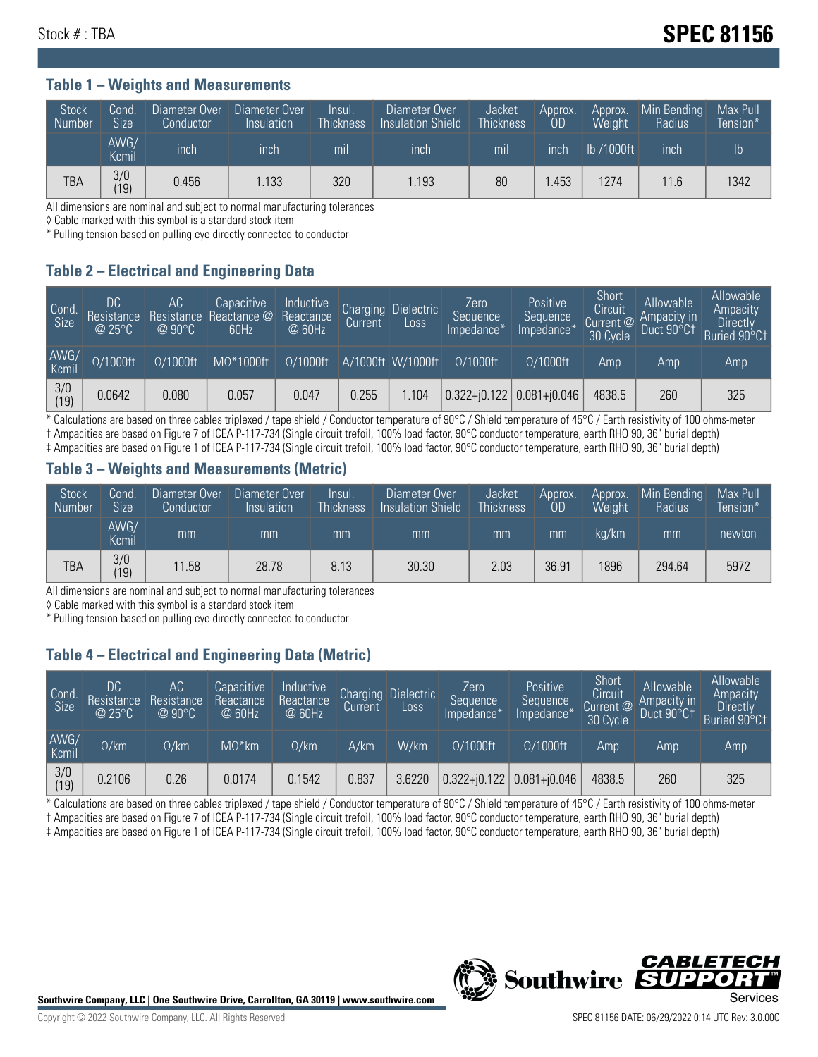Stock # : TBA

# SPEC 81156

### Table 1 – Weights and Measurements

| Stock Number | Cond. Size | Diameter Over Conductor | Diameter Over Insulation | Insul. Thickness | Diameter Over Insulation Shield | Jacket Thickness | Approx. OD | Approx. Weight | Min Bending Radius | Max Pull Tension* |
|---|---|---|---|---|---|---|---|---|---|---|
| | AWG/ Kcmil | inch | inch | mil | inch | mil | inch | lb /1000ft | inch | lb |
| TBA | 3/0 (19) | 0.456 | 1.133 | 320 | 1.193 | 80 | 1.453 | 1274 | 11.6 | 1342 |

All dimensions are nominal and subject to normal manufacturing tolerances

◊ Cable marked with this symbol is a standard stock item

* Pulling tension based on pulling eye directly connected to conductor

### Table 2 – Electrical and Engineering Data

| Cond. Size | DC Resistance @ 25°C | AC Resistance @ 90°C | Capacitive Reactance @ 60Hz | Inductive Reactance @ 60Hz | Charging Current | Dielectric Loss | Zero Sequence Impedance* | Positive Sequence Impedance* | Short Circuit Current @ 30 Cycle | Allowable Ampacity in Duct 90°C† | Allowable Ampacity Directly Buried 90°C‡ |
|---|---|---|---|---|---|---|---|---|---|---|---|
| AWG/ Kcmil | Ω/1000ft | Ω/1000ft | MΩ*1000ft | Ω/1000ft | A/1000ft | W/1000ft | Ω/1000ft | Ω/1000ft | Amp | Amp | Amp |
| 3/0 (19) | 0.0642 | 0.080 | 0.057 | 0.047 | 0.255 | 1.104 | 0.322+j0.122 | 0.081+j0.046 | 4838.5 | 260 | 325 |

* Calculations are based on three cables triplexed / tape shield / Conductor temperature of 90°C / Shield temperature of 45°C / Earth resistivity of 100 ohms-meter

† Ampacities are based on Figure 7 of ICEA P-117-734 (Single circuit trefoil, 100% load factor, 90°C conductor temperature, earth RHO 90, 36" burial depth)

‡ Ampacities are based on Figure 1 of ICEA P-117-734 (Single circuit trefoil, 100% load factor, 90°C conductor temperature, earth RHO 90, 36" burial depth)

### Table 3 – Weights and Measurements (Metric)

| Stock Number | Cond. Size | Diameter Over Conductor | Diameter Over Insulation | Insul. Thickness | Diameter Over Insulation Shield | Jacket Thickness | Approx. OD | Approx. Weight | Min Bending Radius | Max Pull Tension* |
|---|---|---|---|---|---|---|---|---|---|---|
| | AWG/ Kcmil | mm | mm | mm | mm | mm | mm | kg/km | mm | newton |
| TBA | 3/0 (19) | 11.58 | 28.78 | 8.13 | 30.30 | 2.03 | 36.91 | 1896 | 294.64 | 5972 |

All dimensions are nominal and subject to normal manufacturing tolerances

◊ Cable marked with this symbol is a standard stock item

* Pulling tension based on pulling eye directly connected to conductor

### Table 4 – Electrical and Engineering Data (Metric)

| Cond. Size | DC Resistance @ 25°C | AC Resistance @ 90°C | Capacitive Reactance @ 60Hz | Inductive Reactance @ 60Hz | Charging Current | Dielectric Loss | Zero Sequence Impedance* | Positive Sequence Impedance* | Short Circuit Current @ 30 Cycle | Allowable Ampacity in Duct 90°C† | Allowable Ampacity Directly Buried 90°C‡ |
|---|---|---|---|---|---|---|---|---|---|---|---|
| AWG/ Kcmil | Ω/km | Ω/km | MΩ*km | Ω/km | A/km | W/km | Ω/1000ft | Ω/1000ft | Amp | Amp | Amp |
| 3/0 (19) | 0.2106 | 0.26 | 0.0174 | 0.1542 | 0.837 | 3.6220 | 0.322+j0.122 | 0.081+j0.046 | 4838.5 | 260 | 325 |

* Calculations are based on three cables triplexed / tape shield / Conductor temperature of 90°C / Shield temperature of 45°C / Earth resistivity of 100 ohms-meter

† Ampacities are based on Figure 7 of ICEA P-117-734 (Single circuit trefoil, 100% load factor, 90°C conductor temperature, earth RHO 90, 36" burial depth)

‡ Ampacities are based on Figure 1 of ICEA P-117-734 (Single circuit trefoil, 100% load factor, 90°C conductor temperature, earth RHO 90, 36" burial depth)

**Southwire Company, LLC | One Southwire Drive, Carrollton, GA 30119 | www.southwire.com**

Copyright © 2022 Southwire Company, LLC. All Rights Reserved

SPEC 81156 DATE: 06/29/2022 0:14 UTC Rev: 3.0.00C